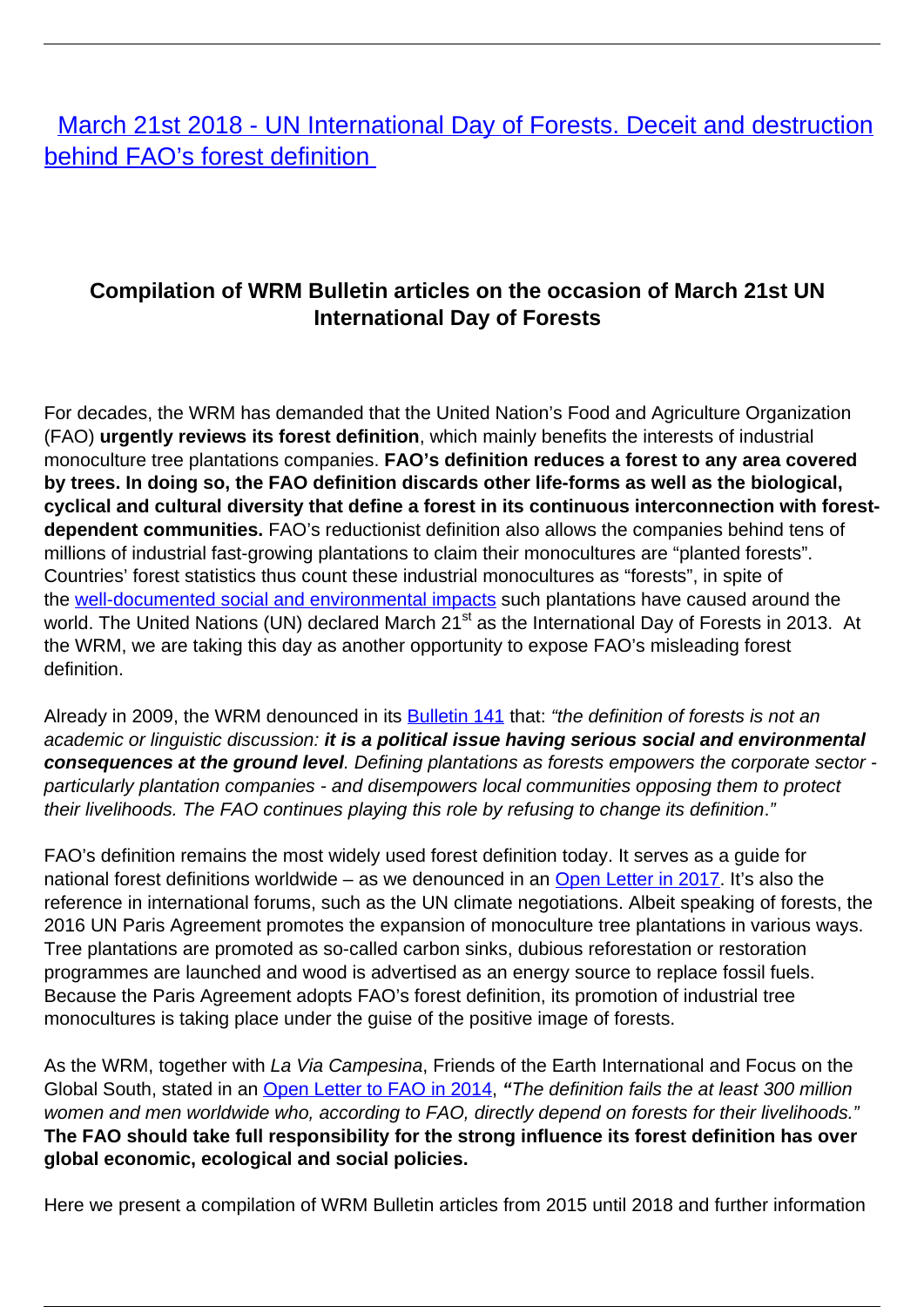# [March 21st 2018 - UN International Day of Forests. Deceit and destruction behind FAO's forest definition](#)

### Compilation of WRM Bulletin articles on the occasion of March 21st UN International Day of Forests

For decades, the WRM has demanded that the United Nation's Food and Agriculture Organization (FAO) **urgently reviews its forest definition**, which mainly benefits the interests of industrial monoculture tree plantations companies. **FAO's definition reduces a forest to any area covered by trees. In doing so, the FAO definition discards other life-forms as well as the biological, cyclical and cultural diversity that define a forest in its continuous interconnection with forest-dependent communities.** FAO's reductionist definition also allows the companies behind tens of millions of industrial fast-growing plantations to claim their monocultures are "planted forests". Countries' forest statistics thus count these industrial monocultures as "forests", in spite of the [well-documented social and environmental impacts](#) such plantations have caused around the world. The United Nations (UN) declared March 21st as the International Day of Forests in 2013. At the WRM, we are taking this day as another opportunity to expose FAO's misleading forest definition.

Already in 2009, the WRM denounced in its [Bulletin 141](#) that: *"the definition of forests is not an academic or linguistic discussion: **it is a political issue having serious social and environmental consequences at the ground level**. Defining plantations as forests empowers the corporate sector - particularly plantation companies - and disempowers local communities opposing them to protect their livelihoods. The FAO continues playing this role by refusing to change its definition."*

FAO's definition remains the most widely used forest definition today. It serves as a guide for national forest definitions worldwide – as we denounced in an [Open Letter in 2017](#). It's also the reference in international forums, such as the UN climate negotiations. Albeit speaking of forests, the 2016 UN Paris Agreement promotes the expansion of monoculture tree plantations in various ways. Tree plantations are promoted as so-called carbon sinks, dubious reforestation or restoration programmes are launched and wood is advertised as an energy source to replace fossil fuels. Because the Paris Agreement adopts FAO's forest definition, its promotion of industrial tree monocultures is taking place under the guise of the positive image of forests.

As the WRM, together with *La Via Campesina*, Friends of the Earth International and Focus on the Global South, stated in an [Open Letter to FAO in 2014](#), **"***The definition fails the at least 300 million women and men worldwide who, according to FAO, directly depend on forests for their livelihoods."* **The FAO should take full responsibility for the strong influence its forest definition has over global economic, ecological and social policies.**

Here we present a compilation of WRM Bulletin articles from 2015 until 2018 and further information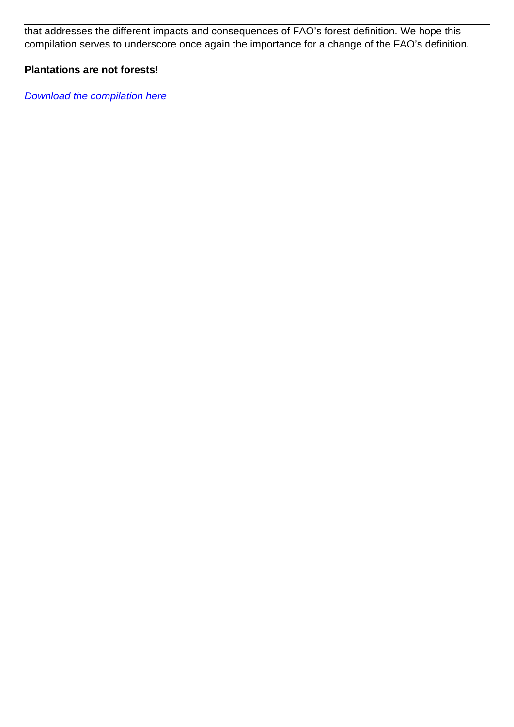that addresses the different impacts and consequences of FAO's forest definition. We hope this compilation serves to underscore once again the importance for a change of the FAO's definition.

**Plantations are not forests!**

*Download the compilation here*